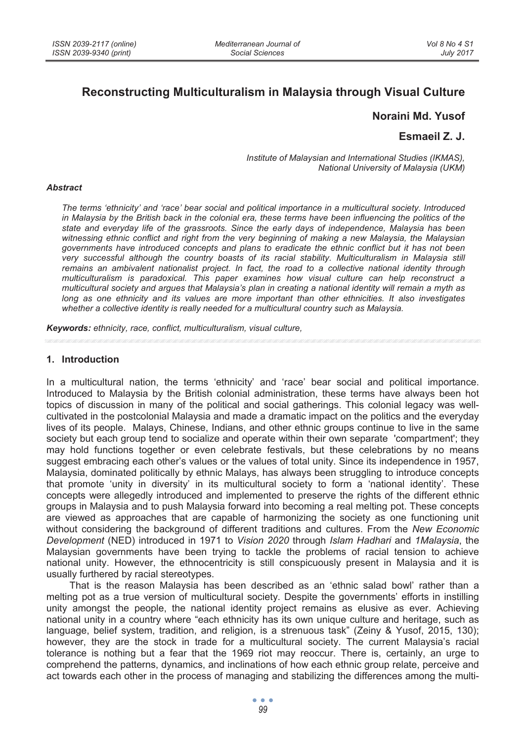# Reconstructing Multiculturalism in Malaysia through Visual Culture

**Noraini Md. Yusof**

**Esmaeil Z. J.**

*Institute of Malaysian and International Studies (IKMAS), National University of Malaysia (UKM)*

### *Abstract*

*The terms 'ethnicity' and 'race' bear social and political importance in a multicultural society. Introduced in Malaysia by the British back in the colonial era, these terms have been influencing the politics of the state and everyday life of the grassroots. Since the early days of independence, Malaysia has been witnessing ethnic conflict and right from the very beginning of making a new Malaysia, the Malaysian governments have introduced concepts and plans to eradicate the ethnic conflict but it has not been very successful although the country boasts of its racial stability. Multiculturalism in Malaysia still remains an ambivalent nationalist project. In fact, the road to a collective national identity through multiculturalism is paradoxical. This paper examines how visual culture can help reconstruct a multicultural society and argues that Malaysia's plan in creating a national identity will remain a myth as long as one ethnicity and its values are more important than other ethnicities. It also investigates whether a collective identity is really needed for a multicultural country such as Malaysia.*

***Keywords:*** *ethnicity, race, conflict, multiculturalism, visual culture,*

## 1. Introduction

In a multicultural nation, the terms 'ethnicity' and 'race' bear social and political importance. Introduced to Malaysia by the British colonial administration, these terms have always been hot topics of discussion in many of the political and social gatherings. This colonial legacy was well-cultivated in the postcolonial Malaysia and made a dramatic impact on the politics and the everyday lives of its people. Malays, Chinese, Indians, and other ethnic groups continue to live in the same society but each group tend to socialize and operate within their own separate 'compartment'; they may hold functions together or even celebrate festivals, but these celebrations by no means suggest embracing each other's values or the values of total unity. Since its independence in 1957, Malaysia, dominated politically by ethnic Malays, has always been struggling to introduce concepts that promote 'unity in diversity' in its multicultural society to form a 'national identity'. These concepts were allegedly introduced and implemented to preserve the rights of the different ethnic groups in Malaysia and to push Malaysia forward into becoming a real melting pot. These concepts are viewed as approaches that are capable of harmonizing the society as one functioning unit without considering the background of different traditions and cultures. From the *New Economic Development* (NED) introduced in 1971 to *Vision 2020* through *Islam Hadhari* and *1Malaysia*, the Malaysian governments have been trying to tackle the problems of racial tension to achieve national unity. However, the ethnocentricity is still conspicuously present in Malaysia and it is usually furthered by racial stereotypes.

That is the reason Malaysia has been described as an 'ethnic salad bowl' rather than a melting pot as a true version of multicultural society. Despite the governments' efforts in instilling unity amongst the people, the national identity project remains as elusive as ever. Achieving national unity in a country where "each ethnicity has its own unique culture and heritage, such as language, belief system, tradition, and religion, is a strenuous task" (Zeiny & Yusof, 2015, 130); however, they are the stock in trade for a multicultural society. The current Malaysia's racial tolerance is nothing but a fear that the 1969 riot may reoccur. There is, certainly, an urge to comprehend the patterns, dynamics, and inclinations of how each ethnic group relate, perceive and act towards each other in the process of managing and stabilizing the differences among the multi-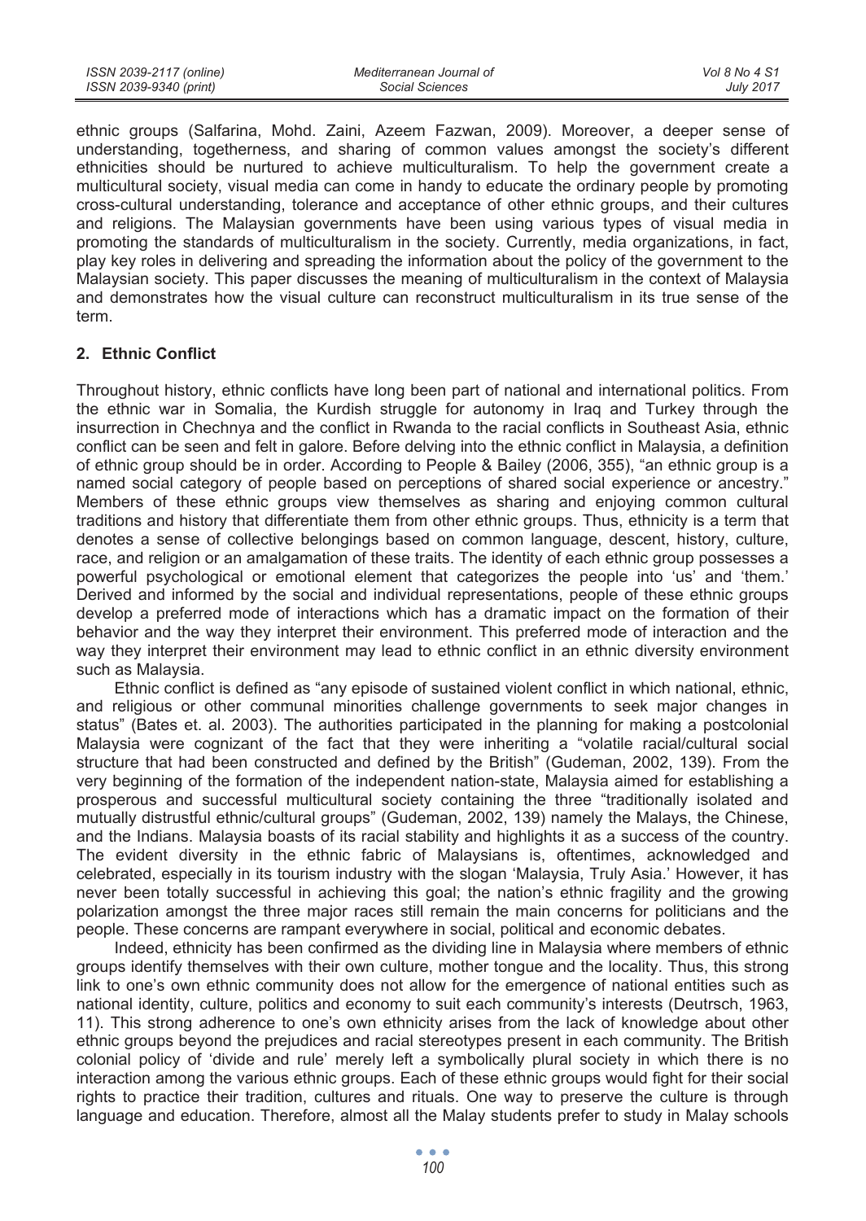ethnic groups (Salfarina, Mohd. Zaini, Azeem Fazwan, 2009). Moreover, a deeper sense of understanding, togetherness, and sharing of common values amongst the society's different ethnicities should be nurtured to achieve multiculturalism. To help the government create a multicultural society, visual media can come in handy to educate the ordinary people by promoting cross-cultural understanding, tolerance and acceptance of other ethnic groups, and their cultures and religions. The Malaysian governments have been using various types of visual media in promoting the standards of multiculturalism in the society. Currently, media organizations, in fact, play key roles in delivering and spreading the information about the policy of the government to the Malaysian society. This paper discusses the meaning of multiculturalism in the context of Malaysia and demonstrates how the visual culture can reconstruct multiculturalism in its true sense of the term.

## 2. Ethnic Conflict

Throughout history, ethnic conflicts have long been part of national and international politics. From the ethnic war in Somalia, the Kurdish struggle for autonomy in Iraq and Turkey through the insurrection in Chechnya and the conflict in Rwanda to the racial conflicts in Southeast Asia, ethnic conflict can be seen and felt in galore. Before delving into the ethnic conflict in Malaysia, a definition of ethnic group should be in order. According to People & Bailey (2006, 355), "an ethnic group is a named social category of people based on perceptions of shared social experience or ancestry." Members of these ethnic groups view themselves as sharing and enjoying common cultural traditions and history that differentiate them from other ethnic groups. Thus, ethnicity is a term that denotes a sense of collective belongings based on common language, descent, history, culture, race, and religion or an amalgamation of these traits. The identity of each ethnic group possesses a powerful psychological or emotional element that categorizes the people into 'us' and 'them.' Derived and informed by the social and individual representations, people of these ethnic groups develop a preferred mode of interactions which has a dramatic impact on the formation of their behavior and the way they interpret their environment. This preferred mode of interaction and the way they interpret their environment may lead to ethnic conflict in an ethnic diversity environment such as Malaysia.

Ethnic conflict is defined as "any episode of sustained violent conflict in which national, ethnic, and religious or other communal minorities challenge governments to seek major changes in status" (Bates et. al. 2003). The authorities participated in the planning for making a postcolonial Malaysia were cognizant of the fact that they were inheriting a "volatile racial/cultural social structure that had been constructed and defined by the British" (Gudeman, 2002, 139). From the very beginning of the formation of the independent nation-state, Malaysia aimed for establishing a prosperous and successful multicultural society containing the three "traditionally isolated and mutually distrustful ethnic/cultural groups" (Gudeman, 2002, 139) namely the Malays, the Chinese, and the Indians. Malaysia boasts of its racial stability and highlights it as a success of the country. The evident diversity in the ethnic fabric of Malaysians is, oftentimes, acknowledged and celebrated, especially in its tourism industry with the slogan 'Malaysia, Truly Asia.' However, it has never been totally successful in achieving this goal; the nation's ethnic fragility and the growing polarization amongst the three major races still remain the main concerns for politicians and the people. These concerns are rampant everywhere in social, political and economic debates.

Indeed, ethnicity has been confirmed as the dividing line in Malaysia where members of ethnic groups identify themselves with their own culture, mother tongue and the locality. Thus, this strong link to one's own ethnic community does not allow for the emergence of national entities such as national identity, culture, politics and economy to suit each community's interests (Deutrsch, 1963, 11). This strong adherence to one's own ethnicity arises from the lack of knowledge about other ethnic groups beyond the prejudices and racial stereotypes present in each community. The British colonial policy of 'divide and rule' merely left a symbolically plural society in which there is no interaction among the various ethnic groups. Each of these ethnic groups would fight for their social rights to practice their tradition, cultures and rituals. One way to preserve the culture is through language and education. Therefore, almost all the Malay students prefer to study in Malay schools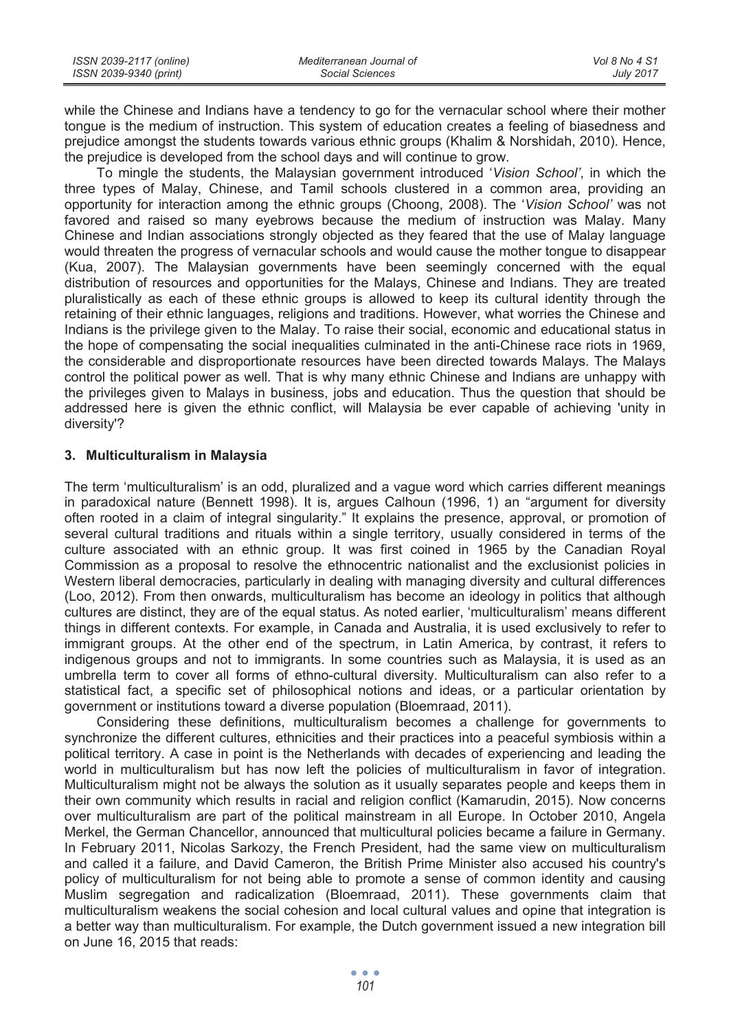while the Chinese and Indians have a tendency to go for the vernacular school where their mother tongue is the medium of instruction. This system of education creates a feeling of biasedness and prejudice amongst the students towards various ethnic groups (Khalim & Norshidah, 2010). Hence, the prejudice is developed from the school days and will continue to grow.

To mingle the students, the Malaysian government introduced '*Vision School'*, in which the three types of Malay, Chinese, and Tamil schools clustered in a common area, providing an opportunity for interaction among the ethnic groups (Choong, 2008). The '*Vision School'* was not favored and raised so many eyebrows because the medium of instruction was Malay. Many Chinese and Indian associations strongly objected as they feared that the use of Malay language would threaten the progress of vernacular schools and would cause the mother tongue to disappear (Kua, 2007). The Malaysian governments have been seemingly concerned with the equal distribution of resources and opportunities for the Malays, Chinese and Indians. They are treated pluralistically as each of these ethnic groups is allowed to keep its cultural identity through the retaining of their ethnic languages, religions and traditions. However, what worries the Chinese and Indians is the privilege given to the Malay. To raise their social, economic and educational status in the hope of compensating the social inequalities culminated in the anti-Chinese race riots in 1969, the considerable and disproportionate resources have been directed towards Malays. The Malays control the political power as well. That is why many ethnic Chinese and Indians are unhappy with the privileges given to Malays in business, jobs and education. Thus the question that should be addressed here is given the ethnic conflict, will Malaysia be ever capable of achieving 'unity in diversity'?

## 3. Multiculturalism in Malaysia

The term 'multiculturalism' is an odd, pluralized and a vague word which carries different meanings in paradoxical nature (Bennett 1998). It is, argues Calhoun (1996, 1) an "argument for diversity often rooted in a claim of integral singularity." It explains the presence, approval, or promotion of several cultural traditions and rituals within a single territory, usually considered in terms of the culture associated with an ethnic group. It was first coined in 1965 by the Canadian Royal Commission as a proposal to resolve the ethnocentric nationalist and the exclusionist policies in Western liberal democracies, particularly in dealing with managing diversity and cultural differences (Loo, 2012). From then onwards, multiculturalism has become an ideology in politics that although cultures are distinct, they are of the equal status. As noted earlier, 'multiculturalism' means different things in different contexts. For example, in Canada and Australia, it is used exclusively to refer to immigrant groups. At the other end of the spectrum, in Latin America, by contrast, it refers to indigenous groups and not to immigrants. In some countries such as Malaysia, it is used as an umbrella term to cover all forms of ethno-cultural diversity. Multiculturalism can also refer to a statistical fact, a specific set of philosophical notions and ideas, or a particular orientation by government or institutions toward a diverse population (Bloemraad, 2011).

Considering these definitions, multiculturalism becomes a challenge for governments to synchronize the different cultures, ethnicities and their practices into a peaceful symbiosis within a political territory. A case in point is the Netherlands with decades of experiencing and leading the world in multiculturalism but has now left the policies of multiculturalism in favor of integration. Multiculturalism might not be always the solution as it usually separates people and keeps them in their own community which results in racial and religion conflict (Kamarudin, 2015). Now concerns over multiculturalism are part of the political mainstream in all Europe. In October 2010, Angela Merkel, the German Chancellor, announced that multicultural policies became a failure in Germany. In February 2011, Nicolas Sarkozy, the French President, had the same view on multiculturalism and called it a failure, and David Cameron, the British Prime Minister also accused his country's policy of multiculturalism for not being able to promote a sense of common identity and causing Muslim segregation and radicalization (Bloemraad, 2011). These governments claim that multiculturalism weakens the social cohesion and local cultural values and opine that integration is a better way than multiculturalism. For example, the Dutch government issued a new integration bill on June 16, 2015 that reads: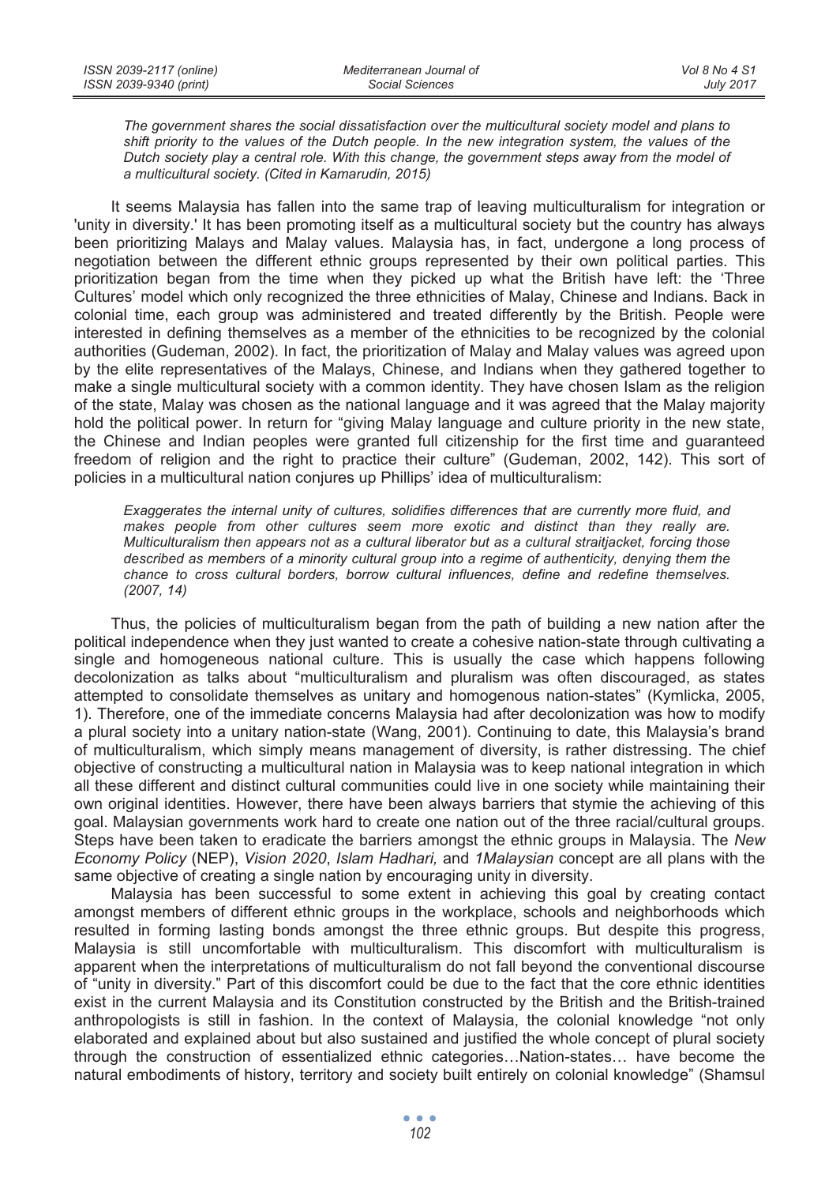*The government shares the social dissatisfaction over the multicultural society model and plans to shift priority to the values of the Dutch people. In the new integration system, the values of the Dutch society play a central role. With this change, the government steps away from the model of a multicultural society. (Cited in Kamarudin, 2015)*

It seems Malaysia has fallen into the same trap of leaving multiculturalism for integration or 'unity in diversity.' It has been promoting itself as a multicultural society but the country has always been prioritizing Malays and Malay values. Malaysia has, in fact, undergone a long process of negotiation between the different ethnic groups represented by their own political parties. This prioritization began from the time when they picked up what the British have left: the 'Three Cultures' model which only recognized the three ethnicities of Malay, Chinese and Indians. Back in colonial time, each group was administered and treated differently by the British. People were interested in defining themselves as a member of the ethnicities to be recognized by the colonial authorities (Gudeman, 2002). In fact, the prioritization of Malay and Malay values was agreed upon by the elite representatives of the Malays, Chinese, and Indians when they gathered together to make a single multicultural society with a common identity. They have chosen Islam as the religion of the state, Malay was chosen as the national language and it was agreed that the Malay majority hold the political power. In return for "giving Malay language and culture priority in the new state, the Chinese and Indian peoples were granted full citizenship for the first time and guaranteed freedom of religion and the right to practice their culture" (Gudeman, 2002, 142). This sort of policies in a multicultural nation conjures up Phillips' idea of multiculturalism:

*Exaggerates the internal unity of cultures, solidifies differences that are currently more fluid, and makes people from other cultures seem more exotic and distinct than they really are. Multiculturalism then appears not as a cultural liberator but as a cultural straitjacket, forcing those described as members of a minority cultural group into a regime of authenticity, denying them the chance to cross cultural borders, borrow cultural influences, define and redefine themselves. (2007, 14)*

Thus, the policies of multiculturalism began from the path of building a new nation after the political independence when they just wanted to create a cohesive nation-state through cultivating a single and homogeneous national culture. This is usually the case which happens following decolonization as talks about "multiculturalism and pluralism was often discouraged, as states attempted to consolidate themselves as unitary and homogenous nation-states" (Kymlicka, 2005, 1). Therefore, one of the immediate concerns Malaysia had after decolonization was how to modify a plural society into a unitary nation-state (Wang, 2001). Continuing to date, this Malaysia's brand of multiculturalism, which simply means management of diversity, is rather distressing. The chief objective of constructing a multicultural nation in Malaysia was to keep national integration in which all these different and distinct cultural communities could live in one society while maintaining their own original identities. However, there have been always barriers that stymie the achieving of this goal. Malaysian governments work hard to create one nation out of the three racial/cultural groups. Steps have been taken to eradicate the barriers amongst the ethnic groups in Malaysia. The *New Economy Policy* (NEP), *Vision 2020*, *Islam Hadhari,* and *1Malaysian* concept are all plans with the same objective of creating a single nation by encouraging unity in diversity.

Malaysia has been successful to some extent in achieving this goal by creating contact amongst members of different ethnic groups in the workplace, schools and neighborhoods which resulted in forming lasting bonds amongst the three ethnic groups. But despite this progress, Malaysia is still uncomfortable with multiculturalism. This discomfort with multiculturalism is apparent when the interpretations of multiculturalism do not fall beyond the conventional discourse of "unity in diversity." Part of this discomfort could be due to the fact that the core ethnic identities exist in the current Malaysia and its Constitution constructed by the British and the British-trained anthropologists is still in fashion. In the context of Malaysia, the colonial knowledge "not only elaborated and explained about but also sustained and justified the whole concept of plural society through the construction of essentialized ethnic categories…Nation-states… have become the natural embodiments of history, territory and society built entirely on colonial knowledge" (Shamsul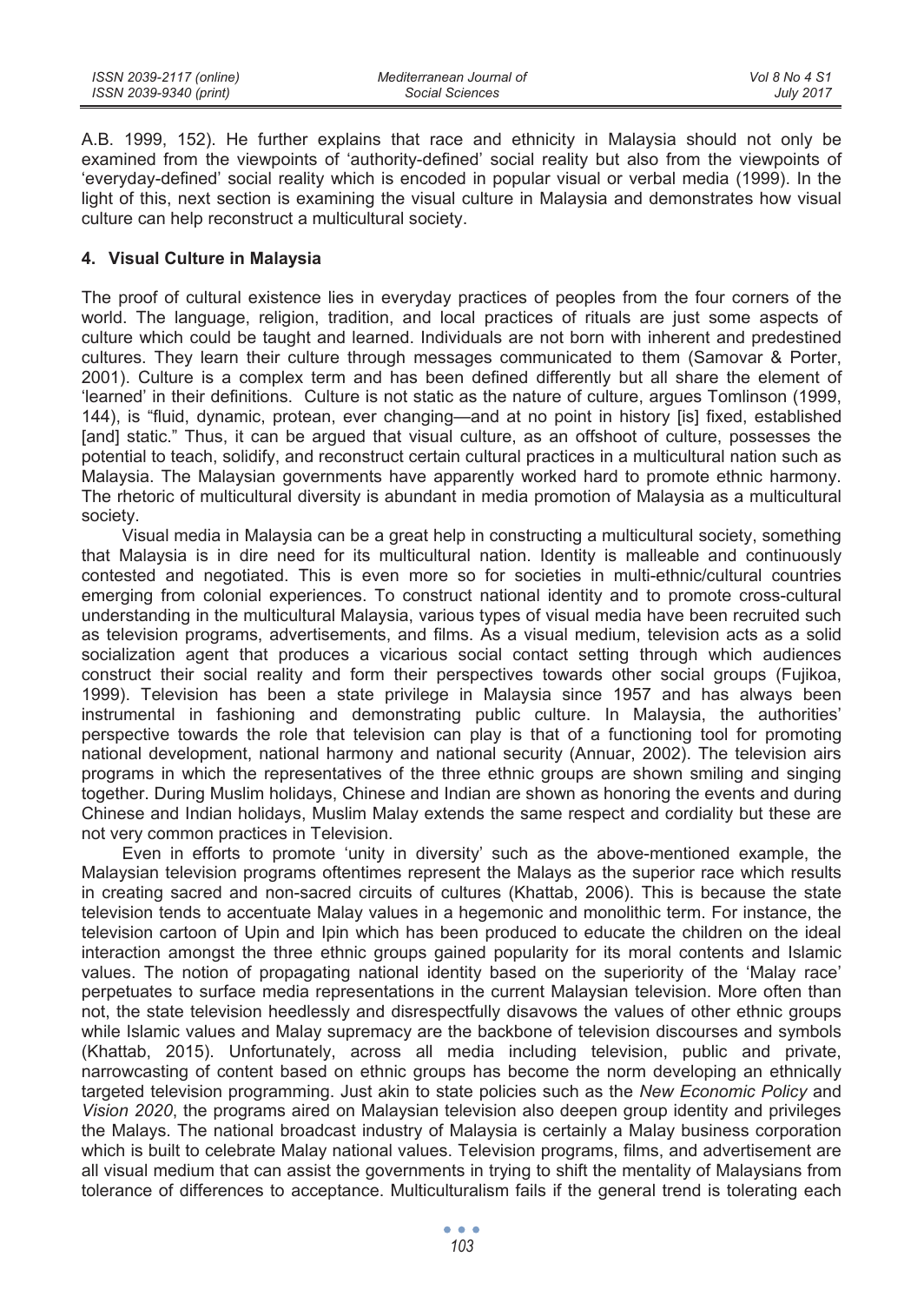A.B. 1999, 152). He further explains that race and ethnicity in Malaysia should not only be examined from the viewpoints of 'authority-defined' social reality but also from the viewpoints of 'everyday-defined' social reality which is encoded in popular visual or verbal media (1999). In the light of this, next section is examining the visual culture in Malaysia and demonstrates how visual culture can help reconstruct a multicultural society.

## 4. Visual Culture in Malaysia

The proof of cultural existence lies in everyday practices of peoples from the four corners of the world. The language, religion, tradition, and local practices of rituals are just some aspects of culture which could be taught and learned. Individuals are not born with inherent and predestined cultures. They learn their culture through messages communicated to them (Samovar & Porter, 2001). Culture is a complex term and has been defined differently but all share the element of 'learned' in their definitions. Culture is not static as the nature of culture, argues Tomlinson (1999, 144), is "fluid, dynamic, protean, ever changing—and at no point in history [is] fixed, established [and] static." Thus, it can be argued that visual culture, as an offshoot of culture, possesses the potential to teach, solidify, and reconstruct certain cultural practices in a multicultural nation such as Malaysia. The Malaysian governments have apparently worked hard to promote ethnic harmony. The rhetoric of multicultural diversity is abundant in media promotion of Malaysia as a multicultural society.

Visual media in Malaysia can be a great help in constructing a multicultural society, something that Malaysia is in dire need for its multicultural nation. Identity is malleable and continuously contested and negotiated. This is even more so for societies in multi-ethnic/cultural countries emerging from colonial experiences. To construct national identity and to promote cross-cultural understanding in the multicultural Malaysia, various types of visual media have been recruited such as television programs, advertisements, and films. As a visual medium, television acts as a solid socialization agent that produces a vicarious social contact setting through which audiences construct their social reality and form their perspectives towards other social groups (Fujikoa, 1999). Television has been a state privilege in Malaysia since 1957 and has always been instrumental in fashioning and demonstrating public culture. In Malaysia, the authorities' perspective towards the role that television can play is that of a functioning tool for promoting national development, national harmony and national security (Annuar, 2002). The television airs programs in which the representatives of the three ethnic groups are shown smiling and singing together. During Muslim holidays, Chinese and Indian are shown as honoring the events and during Chinese and Indian holidays, Muslim Malay extends the same respect and cordiality but these are not very common practices in Television.

Even in efforts to promote 'unity in diversity' such as the above-mentioned example, the Malaysian television programs oftentimes represent the Malays as the superior race which results in creating sacred and non-sacred circuits of cultures (Khattab, 2006). This is because the state television tends to accentuate Malay values in a hegemonic and monolithic term. For instance, the television cartoon of Upin and Ipin which has been produced to educate the children on the ideal interaction amongst the three ethnic groups gained popularity for its moral contents and Islamic values. The notion of propagating national identity based on the superiority of the 'Malay race' perpetuates to surface media representations in the current Malaysian television. More often than not, the state television heedlessly and disrespectfully disavows the values of other ethnic groups while Islamic values and Malay supremacy are the backbone of television discourses and symbols (Khattab, 2015). Unfortunately, across all media including television, public and private, narrowcasting of content based on ethnic groups has become the norm developing an ethnically targeted television programming. Just akin to state policies such as the *New Economic Policy* and *Vision 2020*, the programs aired on Malaysian television also deepen group identity and privileges the Malays. The national broadcast industry of Malaysia is certainly a Malay business corporation which is built to celebrate Malay national values. Television programs, films, and advertisement are all visual medium that can assist the governments in trying to shift the mentality of Malaysians from tolerance of differences to acceptance. Multiculturalism fails if the general trend is tolerating each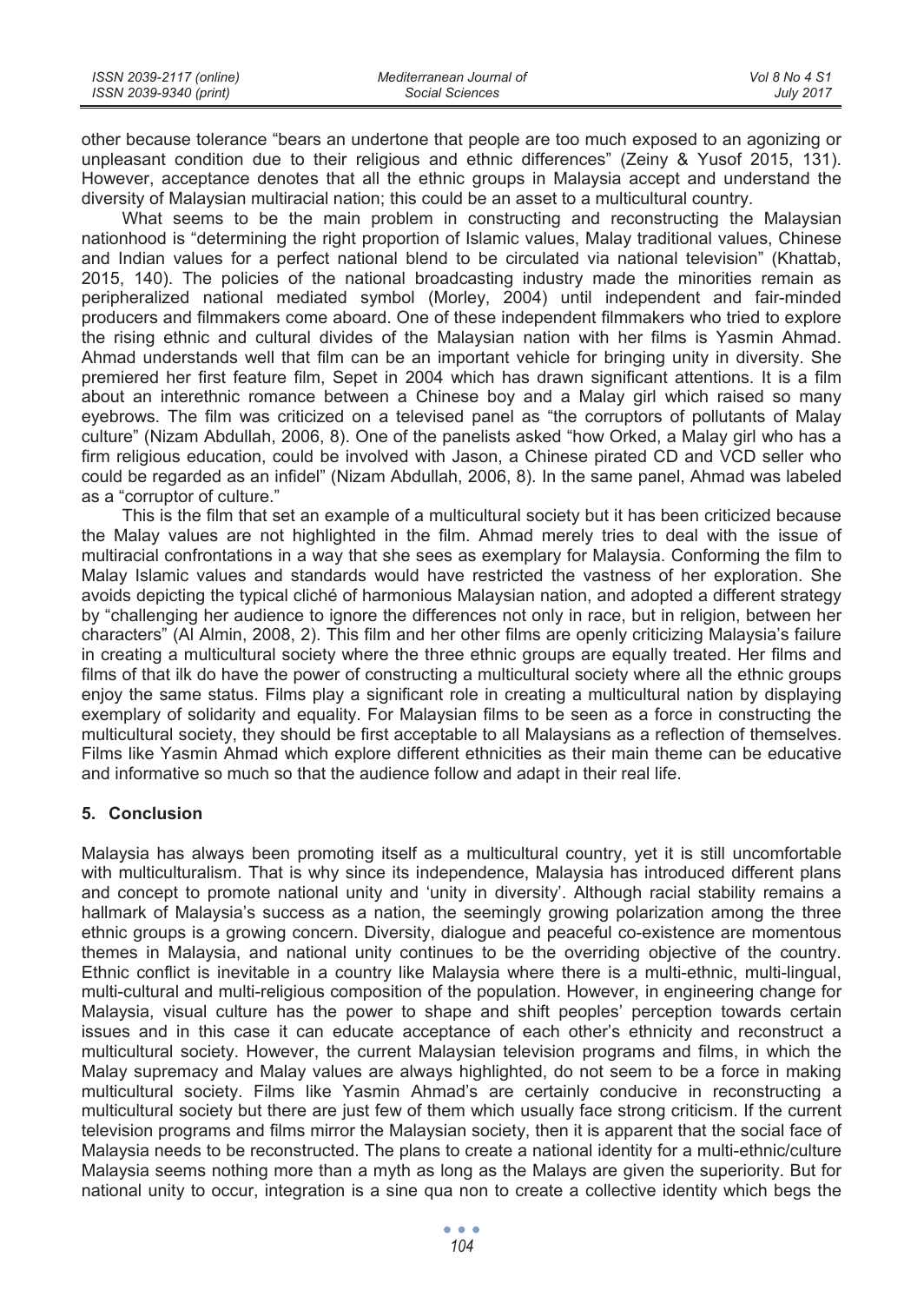other because tolerance "bears an undertone that people are too much exposed to an agonizing or unpleasant condition due to their religious and ethnic differences" (Zeiny & Yusof 2015, 131). However, acceptance denotes that all the ethnic groups in Malaysia accept and understand the diversity of Malaysian multiracial nation; this could be an asset to a multicultural country.

What seems to be the main problem in constructing and reconstructing the Malaysian nationhood is "determining the right proportion of Islamic values, Malay traditional values, Chinese and Indian values for a perfect national blend to be circulated via national television" (Khattab, 2015, 140). The policies of the national broadcasting industry made the minorities remain as peripheralized national mediated symbol (Morley, 2004) until independent and fair-minded producers and filmmakers come aboard. One of these independent filmmakers who tried to explore the rising ethnic and cultural divides of the Malaysian nation with her films is Yasmin Ahmad. Ahmad understands well that film can be an important vehicle for bringing unity in diversity. She premiered her first feature film, Sepet in 2004 which has drawn significant attentions. It is a film about an interethnic romance between a Chinese boy and a Malay girl which raised so many eyebrows. The film was criticized on a televised panel as "the corruptors of pollutants of Malay culture" (Nizam Abdullah, 2006, 8). One of the panelists asked "how Orked, a Malay girl who has a firm religious education, could be involved with Jason, a Chinese pirated CD and VCD seller who could be regarded as an infidel" (Nizam Abdullah, 2006, 8). In the same panel, Ahmad was labeled as a "corruptor of culture."

This is the film that set an example of a multicultural society but it has been criticized because the Malay values are not highlighted in the film. Ahmad merely tries to deal with the issue of multiracial confrontations in a way that she sees as exemplary for Malaysia. Conforming the film to Malay Islamic values and standards would have restricted the vastness of her exploration. She avoids depicting the typical cliché of harmonious Malaysian nation, and adopted a different strategy by "challenging her audience to ignore the differences not only in race, but in religion, between her characters" (Al Almin, 2008, 2). This film and her other films are openly criticizing Malaysia's failure in creating a multicultural society where the three ethnic groups are equally treated. Her films and films of that ilk do have the power of constructing a multicultural society where all the ethnic groups enjoy the same status. Films play a significant role in creating a multicultural nation by displaying exemplary of solidarity and equality. For Malaysian films to be seen as a force in constructing the multicultural society, they should be first acceptable to all Malaysians as a reflection of themselves. Films like Yasmin Ahmad which explore different ethnicities as their main theme can be educative and informative so much so that the audience follow and adapt in their real life.

## 5. Conclusion

Malaysia has always been promoting itself as a multicultural country, yet it is still uncomfortable with multiculturalism. That is why since its independence, Malaysia has introduced different plans and concept to promote national unity and 'unity in diversity'. Although racial stability remains a hallmark of Malaysia's success as a nation, the seemingly growing polarization among the three ethnic groups is a growing concern. Diversity, dialogue and peaceful co-existence are momentous themes in Malaysia, and national unity continues to be the overriding objective of the country. Ethnic conflict is inevitable in a country like Malaysia where there is a multi-ethnic, multi-lingual, multi-cultural and multi-religious composition of the population. However, in engineering change for Malaysia, visual culture has the power to shape and shift peoples' perception towards certain issues and in this case it can educate acceptance of each other's ethnicity and reconstruct a multicultural society. However, the current Malaysian television programs and films, in which the Malay supremacy and Malay values are always highlighted, do not seem to be a force in making multicultural society. Films like Yasmin Ahmad's are certainly conducive in reconstructing a multicultural society but there are just few of them which usually face strong criticism. If the current television programs and films mirror the Malaysian society, then it is apparent that the social face of Malaysia needs to be reconstructed. The plans to create a national identity for a multi-ethnic/culture Malaysia seems nothing more than a myth as long as the Malays are given the superiority. But for national unity to occur, integration is a sine qua non to create a collective identity which begs the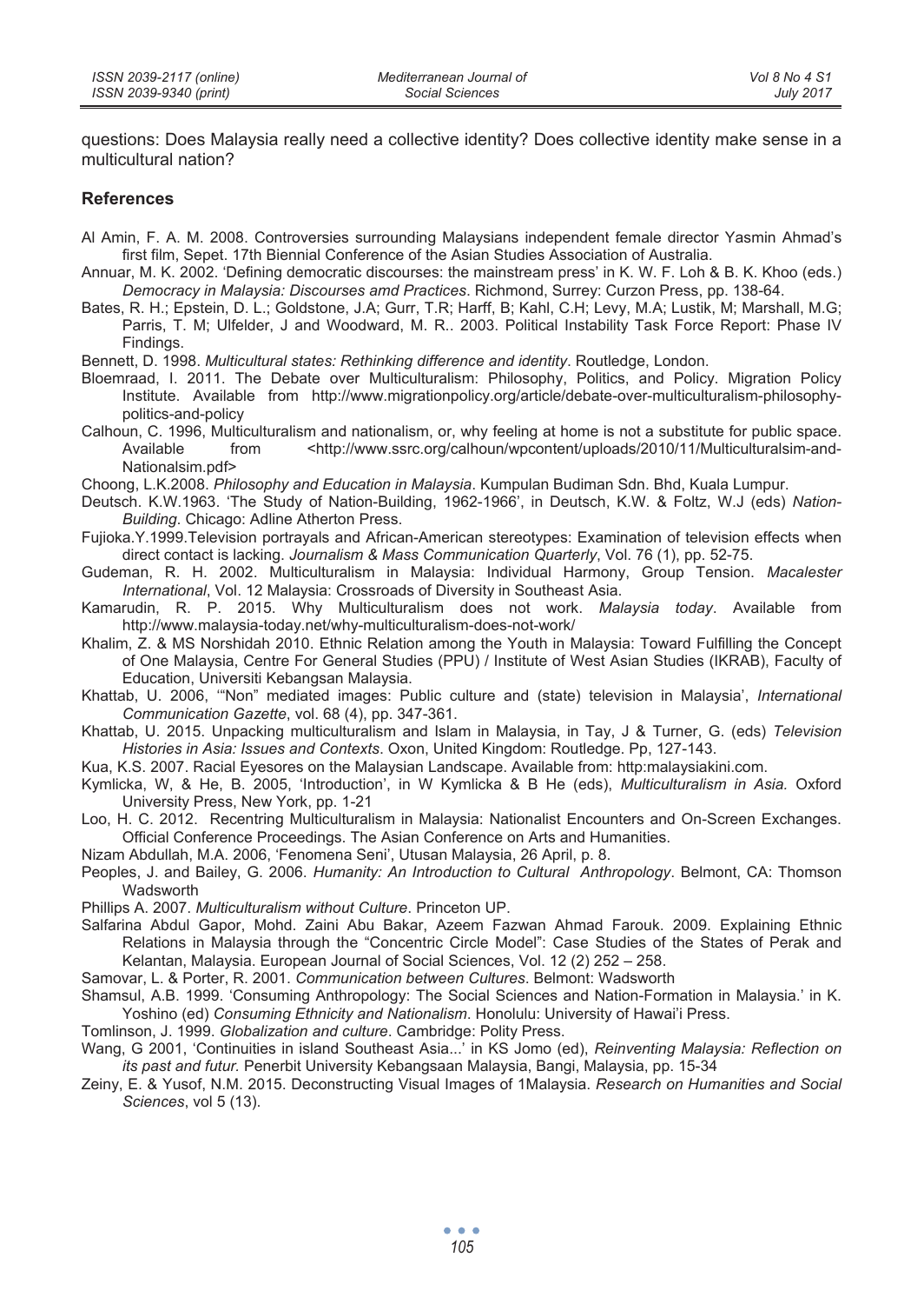questions: Does Malaysia really need a collective identity? Does collective identity make sense in a multicultural nation?

### References

Al Amin, F. A. M. 2008. Controversies surrounding Malaysians independent female director Yasmin Ahmad's first film, Sepet. 17th Biennial Conference of the Asian Studies Association of Australia.

Annuar, M. K. 2002. 'Defining democratic discourses: the mainstream press' in K. W. F. Loh & B. K. Khoo (eds.) *Democracy in Malaysia: Discourses amd Practices*. Richmond, Surrey: Curzon Press, pp. 138-64.

Bates, R. H.; Epstein, D. L.; Goldstone, J.A; Gurr, T.R; Harff, B; Kahl, C.H; Levy, M.A; Lustik, M; Marshall, M.G; Parris, T. M; Ulfelder, J and Woodward, M. R.. 2003. Political Instability Task Force Report: Phase IV Findings.

Bennett, D. 1998. *Multicultural states: Rethinking difference and identity*. Routledge, London.

Bloemraad, I. 2011. The Debate over Multiculturalism: Philosophy, Politics, and Policy. Migration Policy Institute. Available from http://www.migrationpolicy.org/article/debate-over-multiculturalism-philosophy-politics-and-policy

Calhoun, C. 1996, Multiculturalism and nationalism, or, why feeling at home is not a substitute for public space. Available from <http://www.ssrc.org/calhoun/wpcontent/uploads/2010/11/Multiculturalsim-and-Nationalsim.pdf>

Choong, L.K.2008. *Philosophy and Education in Malaysia*. Kumpulan Budiman Sdn. Bhd, Kuala Lumpur.

Deutsch. K.W.1963. 'The Study of Nation-Building, 1962-1966', in Deutsch, K.W. & Foltz, W.J (eds) *Nation-Building*. Chicago: Adline Atherton Press.

Fujioka.Y.1999.Television portrayals and African-American stereotypes: Examination of television effects when direct contact is lacking. *Journalism & Mass Communication Quarterly*, Vol. 76 (1), pp. 52-75.

Gudeman, R. H. 2002. Multiculturalism in Malaysia: Individual Harmony, Group Tension. *Macalester International*, Vol. 12 Malaysia: Crossroads of Diversity in Southeast Asia.

Kamarudin, R. P. 2015. Why Multiculturalism does not work. *Malaysia today*. Available from http://www.malaysia-today.net/why-multiculturalism-does-not-work/

Khalim, Z. & MS Norshidah 2010. Ethnic Relation among the Youth in Malaysia: Toward Fulfilling the Concept of One Malaysia, Centre For General Studies (PPU) / Institute of West Asian Studies (IKRAB), Faculty of Education, Universiti Kebangsaan Malaysia.

Khattab, U. 2006, '"Non" mediated images: Public culture and (state) television in Malaysia', *International Communication Gazette*, vol. 68 (4), pp. 347-361.

Khattab, U. 2015. Unpacking multiculturalism and Islam in Malaysia, in Tay, J & Turner, G. (eds) *Television Histories in Asia: Issues and Contexts*. Oxon, United Kingdom: Routledge. Pp, 127-143.

Kua, K.S. 2007. Racial Eyesores on the Malaysian Landscape. Available from: http:malaysiakini.com.

Kymlicka, W, & He, B. 2005, 'Introduction', in W Kymlicka & B He (eds), *Multiculturalism in Asia.* Oxford University Press, New York, pp. 1-21

Loo, H. C. 2012. Recentring Multiculturalism in Malaysia: Nationalist Encounters and On-Screen Exchanges. Official Conference Proceedings. The Asian Conference on Arts and Humanities.

Nizam Abdullah, M.A. 2006, 'Fenomena Seni', Utusan Malaysia, 26 April, p. 8.

Peoples, J. and Bailey, G. 2006. *Humanity: An Introduction to Cultural Anthropology*. Belmont, CA: Thomson Wadsworth

Phillips A. 2007. *Multiculturalism without Culture*. Princeton UP.

Salfarina Abdul Gapor, Mohd. Zaini Abu Bakar, Azeem Fazwan Ahmad Farouk. 2009. Explaining Ethnic Relations in Malaysia through the "Concentric Circle Model": Case Studies of the States of Perak and Kelantan, Malaysia. European Journal of Social Sciences, Vol. 12 (2) 252 – 258.

Samovar, L. & Porter, R. 2001. *Communication between Cultures*. Belmont: Wadsworth

Shamsul, A.B. 1999. 'Consuming Anthropology: The Social Sciences and Nation-Formation in Malaysia.' in K. Yoshino (ed) *Consuming Ethnicity and Nationalism*. Honolulu: University of Hawai'i Press.

Tomlinson, J. 1999. *Globalization and culture*. Cambridge: Polity Press.

Wang, G 2001, 'Continuities in island Southeast Asia...' in KS Jomo (ed), *Reinventing Malaysia: Reflection on its past and futur.* Penerbit University Kebangsaan Malaysia, Bangi, Malaysia, pp. 15-34

Zeiny, E. & Yusof, N.M. 2015. Deconstructing Visual Images of 1Malaysia. *Research on Humanities and Social Sciences*, vol 5 (13).